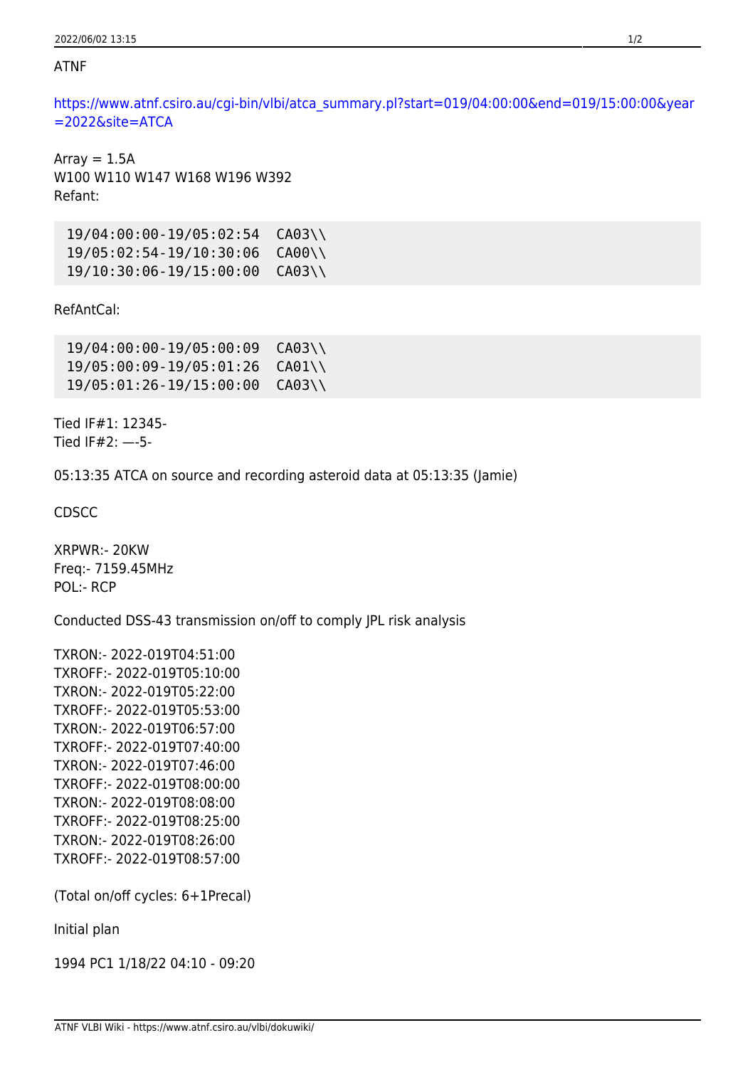ATNF

https://www.atnf.csiro.au/cgi-bin/vlbi/atca_summary.pl?start=019/04:00:00&end=019/15:00:00&year=2022&site=ATCA

Array = 1.5A
W100 W110 W147 W168 W196 W392
Refant:

```
19/04:00:00-19/05:02:54  CA03\\
19/05:02:54-19/10:30:06  CA00\\
19/10:30:06-19/15:00:00  CA03\\
```

RefAntCal:

```
19/04:00:00-19/05:00:09  CA03\\
19/05:00:09-19/05:01:26  CA01\\
19/05:01:26-19/15:00:00  CA03\\
```

Tied IF#1: 12345-
Tied IF#2: —-5-

05:13:35 ATCA on source and recording asteroid data at 05:13:35 (Jamie)

CDSCC

XRPWR:- 20KW
Freq:- 7159.45MHz
POL:- RCP

Conducted DSS-43 transmission on/off to comply JPL risk analysis

TXRON:- 2022-019T04:51:00
TXROFF:- 2022-019T05:10:00
TXRON:- 2022-019T05:22:00
TXROFF:- 2022-019T05:53:00
TXRON:- 2022-019T06:57:00
TXROFF:- 2022-019T07:40:00
TXRON:- 2022-019T07:46:00
TXROFF:- 2022-019T08:00:00
TXRON:- 2022-019T08:08:00
TXROFF:- 2022-019T08:25:00
TXRON:- 2022-019T08:26:00
TXROFF:- 2022-019T08:57:00

(Total on/off cycles: 6+1Precal)

Initial plan

1994 PC1 1/18/22 04:10 - 09:20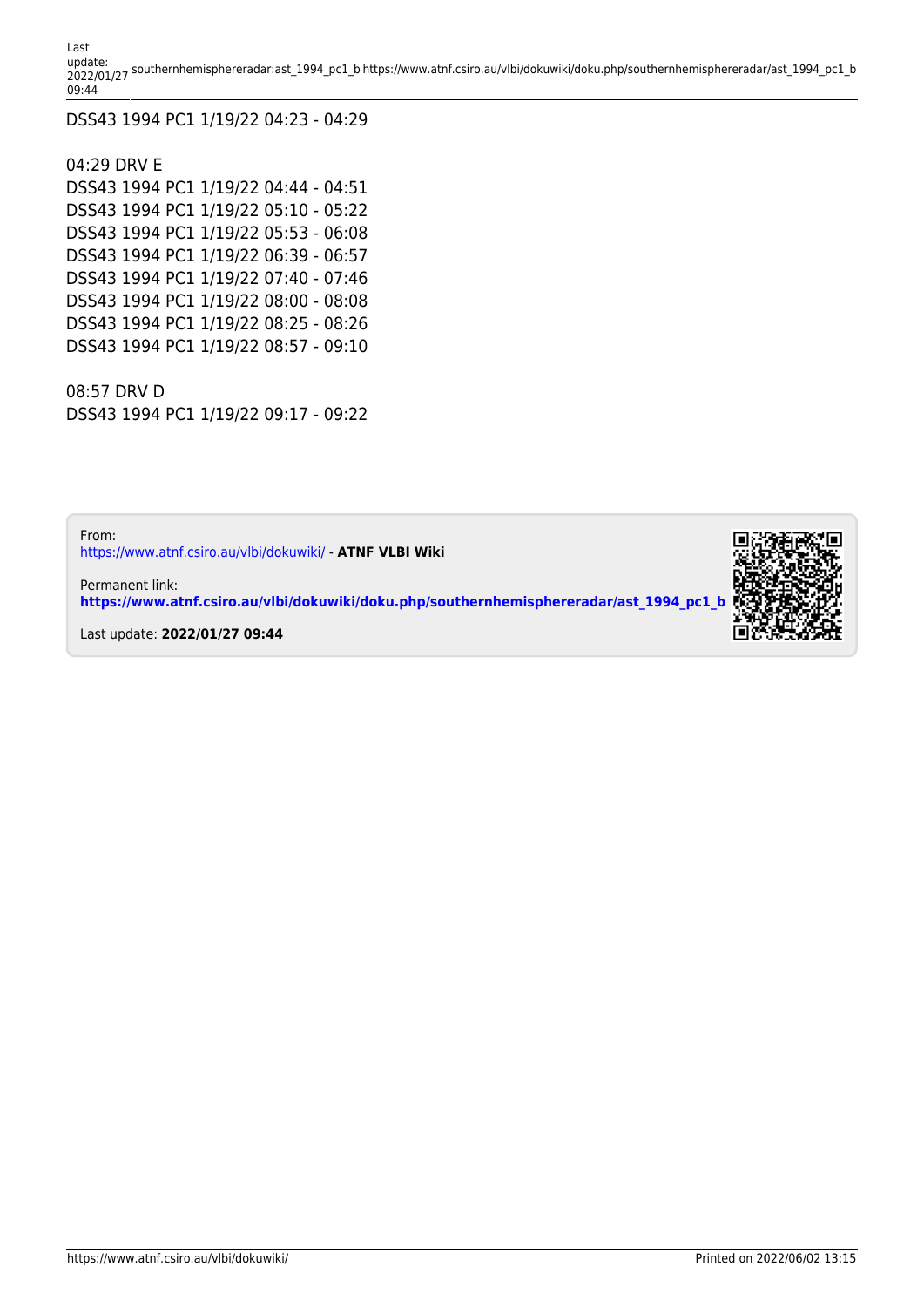DSS43 1994 PC1 1/19/22 04:23 - 04:29

04:29 DRV E
DSS43 1994 PC1 1/19/22 04:44 - 04:51
DSS43 1994 PC1 1/19/22 05:10 - 05:22
DSS43 1994 PC1 1/19/22 05:53 - 06:08
DSS43 1994 PC1 1/19/22 06:39 - 06:57
DSS43 1994 PC1 1/19/22 07:40 - 07:46
DSS43 1994 PC1 1/19/22 08:00 - 08:08
DSS43 1994 PC1 1/19/22 08:25 - 08:26
DSS43 1994 PC1 1/19/22 08:57 - 09:10

08:57 DRV D
DSS43 1994 PC1 1/19/22 09:17 - 09:22

From:
https://www.atnf.csiro.au/vlbi/dokuwiki/ - **ATNF VLBI Wiki**

Permanent link:
**https://www.atnf.csiro.au/vlbi/dokuwiki/doku.php/southernhemisphereradar/ast_1994_pc1_b**

Last update: **2022/01/27 09:44**